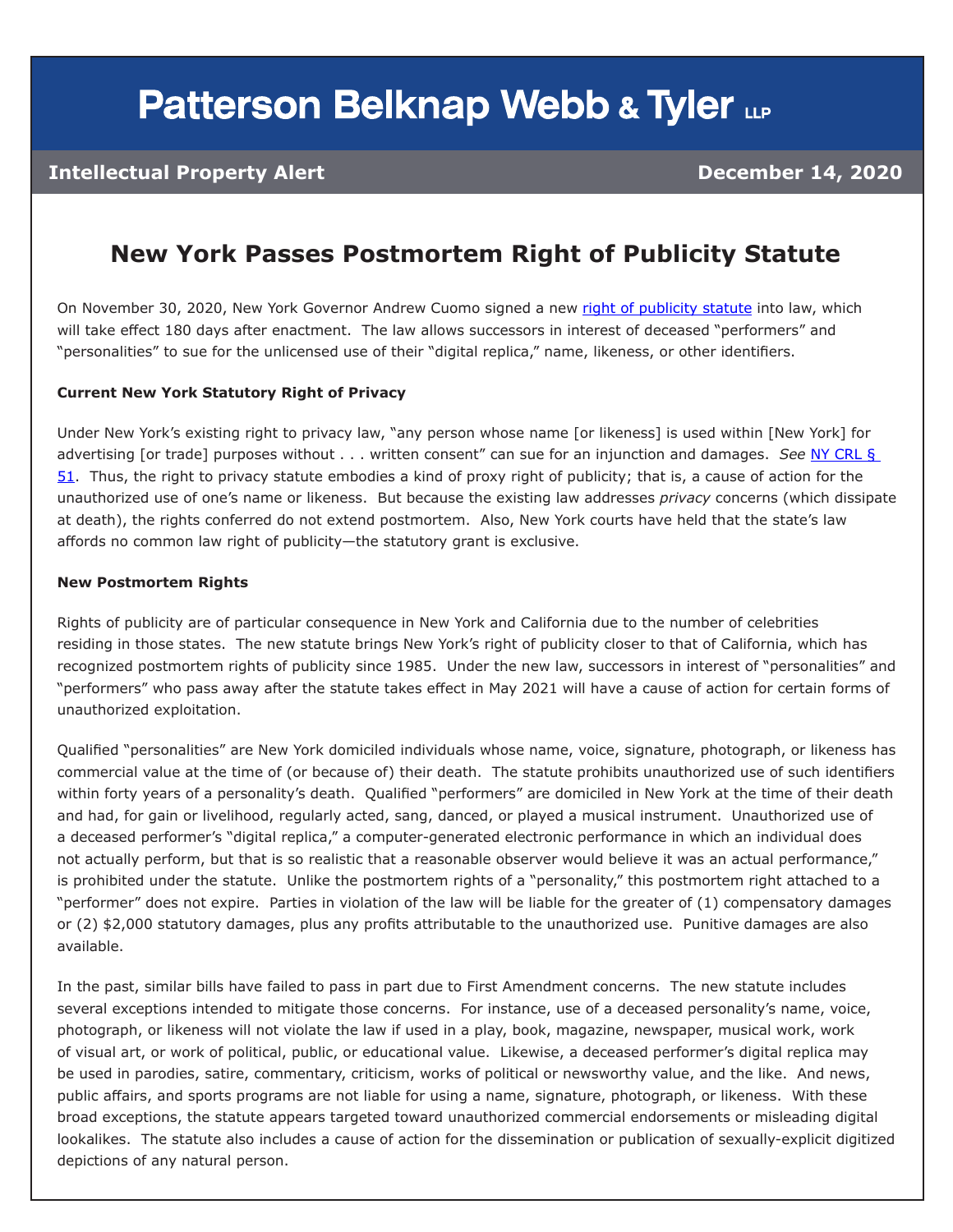# Patterson Belknap Webb & Tyler LLP

**Intellectual Property Alert** | **December 14, 2020**

## New York Passes Postmortem Right of Publicity Statute

On November 30, 2020, New York Governor Andrew Cuomo signed a new right of publicity statute into law, which will take effect 180 days after enactment. The law allows successors in interest of deceased "performers" and "personalities" to sue for the unlicensed use of their "digital replica," name, likeness, or other identifiers.

**Current New York Statutory Right of Privacy**

Under New York's existing right to privacy law, "any person whose name [or likeness] is used within [New York] for advertising [or trade] purposes without . . . written consent" can sue for an injunction and damages. *See* NY CRL § 51. Thus, the right to privacy statute embodies a kind of proxy right of publicity; that is, a cause of action for the unauthorized use of one's name or likeness. But because the existing law addresses *privacy* concerns (which dissipate at death), the rights conferred do not extend postmortem. Also, New York courts have held that the state's law affords no common law right of publicity—the statutory grant is exclusive.

**New Postmortem Rights**

Rights of publicity are of particular consequence in New York and California due to the number of celebrities residing in those states. The new statute brings New York's right of publicity closer to that of California, which has recognized postmortem rights of publicity since 1985. Under the new law, successors in interest of "personalities" and "performers" who pass away after the statute takes effect in May 2021 will have a cause of action for certain forms of unauthorized exploitation.

Qualified "personalities" are New York domiciled individuals whose name, voice, signature, photograph, or likeness has commercial value at the time of (or because of) their death. The statute prohibits unauthorized use of such identifiers within forty years of a personality's death. Qualified "performers" are domiciled in New York at the time of their death and had, for gain or livelihood, regularly acted, sang, danced, or played a musical instrument. Unauthorized use of a deceased performer's "digital replica," a computer-generated electronic performance in which an individual does not actually perform, but that is so realistic that a reasonable observer would believe it was an actual performance," is prohibited under the statute. Unlike the postmortem rights of a "personality," this postmortem right attached to a "performer" does not expire. Parties in violation of the law will be liable for the greater of (1) compensatory damages or (2) $2,000 statutory damages, plus any profits attributable to the unauthorized use. Punitive damages are also available.

In the past, similar bills have failed to pass in part due to First Amendment concerns. The new statute includes several exceptions intended to mitigate those concerns. For instance, use of a deceased personality's name, voice, photograph, or likeness will not violate the law if used in a play, book, magazine, newspaper, musical work, work of visual art, or work of political, public, or educational value. Likewise, a deceased performer's digital replica may be used in parodies, satire, commentary, criticism, works of political or newsworthy value, and the like. And news, public affairs, and sports programs are not liable for using a name, signature, photograph, or likeness. With these broad exceptions, the statute appears targeted toward unauthorized commercial endorsements or misleading digital lookalikes. The statute also includes a cause of action for the dissemination or publication of sexually-explicit digitized depictions of any natural person.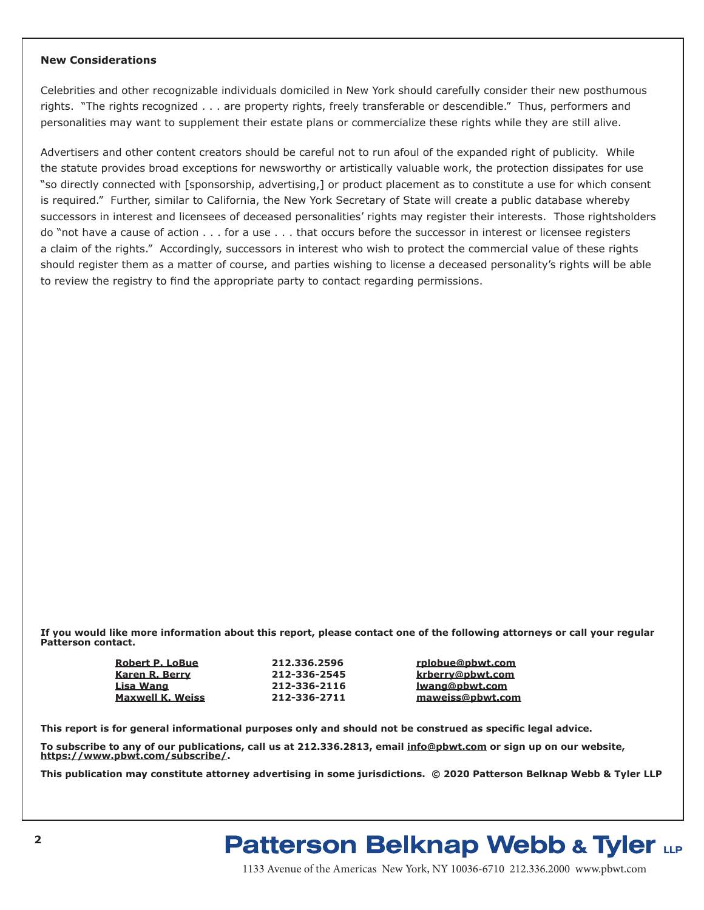**New Considerations**

Celebrities and other recognizable individuals domiciled in New York should carefully consider their new posthumous rights. "The rights recognized . . . are property rights, freely transferable or descendible." Thus, performers and personalities may want to supplement their estate plans or commercialize these rights while they are still alive.

Advertisers and other content creators should be careful not to run afoul of the expanded right of publicity. While the statute provides broad exceptions for newsworthy or artistically valuable work, the protection dissipates for use "so directly connected with [sponsorship, advertising,] or product placement as to constitute a use for which consent is required." Further, similar to California, the New York Secretary of State will create a public database whereby successors in interest and licensees of deceased personalities' rights may register their interests. Those rightsholders do "not have a cause of action . . . for a use . . . that occurs before the successor in interest or licensee registers a claim of the rights." Accordingly, successors in interest who wish to protect the commercial value of these rights should register them as a matter of course, and parties wishing to license a deceased personality's rights will be able to review the registry to find the appropriate party to contact regarding permissions.

**If you would like more information about this report, please contact one of the following attorneys or call your regular Patterson contact.**

| | | |
|---|---|---|
| Robert P. LoBue | 212.336.2596 | rplobue@pbwt.com |
| Karen R. Berry | 212-336-2545 | krberry@pbwt.com |
| Lisa Wang | 212-336-2116 | lwang@pbwt.com |
| Maxwell K. Weiss | 212-336-2711 | maweiss@pbwt.com |

**This report is for general informational purposes only and should not be construed as specific legal advice.**

**To subscribe to any of our publications, call us at 212.336.2813, email info@pbwt.com or sign up on our website, https://www.pbwt.com/subscribe/.**

**This publication may constitute attorney advertising in some jurisdictions. © 2020 Patterson Belknap Webb & Tyler LLP**

**Patterson Belknap Webb & Tyler LLP**

1133 Avenue of the Americas New York, NY 10036-6710 212.336.2000 www.pbwt.com